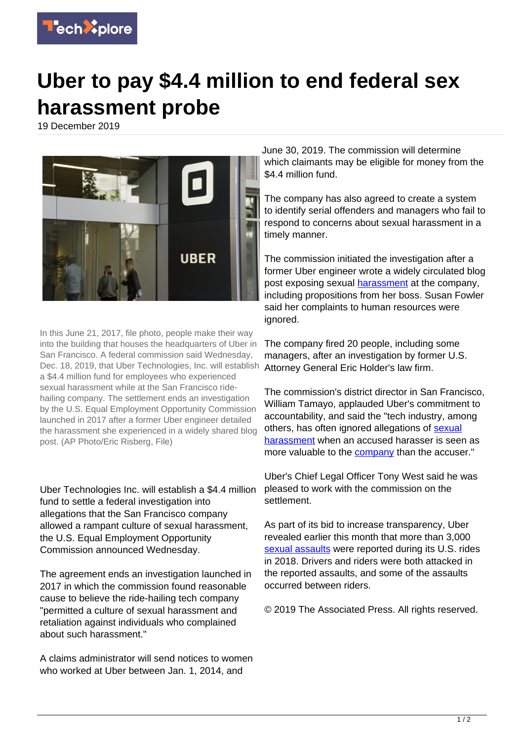# Uber to pay $4.4 million to end federal sex harassment probe

19 December 2019

In this June 21, 2017, file photo, people make their way into the building that houses the headquarters of Uber in San Francisco. A federal commission said Wednesday, Dec. 18, 2019, that Uber Technologies, Inc. will establish a $4.4 million fund for employees who experienced sexual harassment while at the San Francisco ride-hailing company. The settlement ends an investigation by the U.S. Equal Employment Opportunity Commission launched in 2017 after a former Uber engineer detailed the harassment she experienced in a widely shared blog post. (AP Photo/Eric Risberg, File)

Uber Technologies Inc. will establish a $4.4 million fund to settle a federal investigation into allegations that the San Francisco company allowed a rampant culture of sexual harassment, the U.S. Equal Employment Opportunity Commission announced Wednesday.

The agreement ends an investigation launched in 2017 in which the commission found reasonable cause to believe the ride-hailing tech company "permitted a culture of sexual harassment and retaliation against individuals who complained about such harassment."

A claims administrator will send notices to women who worked at Uber between Jan. 1, 2014, and June 30, 2019. The commission will determine which claimants may be eligible for money from the $4.4 million fund.

The company has also agreed to create a system to identify serial offenders and managers who fail to respond to concerns about sexual harassment in a timely manner.

The commission initiated the investigation after a former Uber engineer wrote a widely circulated blog post exposing sexual harassment at the company, including propositions from her boss. Susan Fowler said her complaints to human resources were ignored.

The company fired 20 people, including some managers, after an investigation by former U.S. Attorney General Eric Holder's law firm.

The commission's district director in San Francisco, William Tamayo, applauded Uber's commitment to accountability, and said the "tech industry, among others, has often ignored allegations of sexual harassment when an accused harasser is seen as more valuable to the company than the accuser."

Uber's Chief Legal Officer Tony West said he was pleased to work with the commission on the settlement.

As part of its bid to increase transparency, Uber revealed earlier this month that more than 3,000 sexual assaults were reported during its U.S. rides in 2018. Drivers and riders were both attacked in the reported assaults, and some of the assaults occurred between riders.

© 2019 The Associated Press. All rights reserved.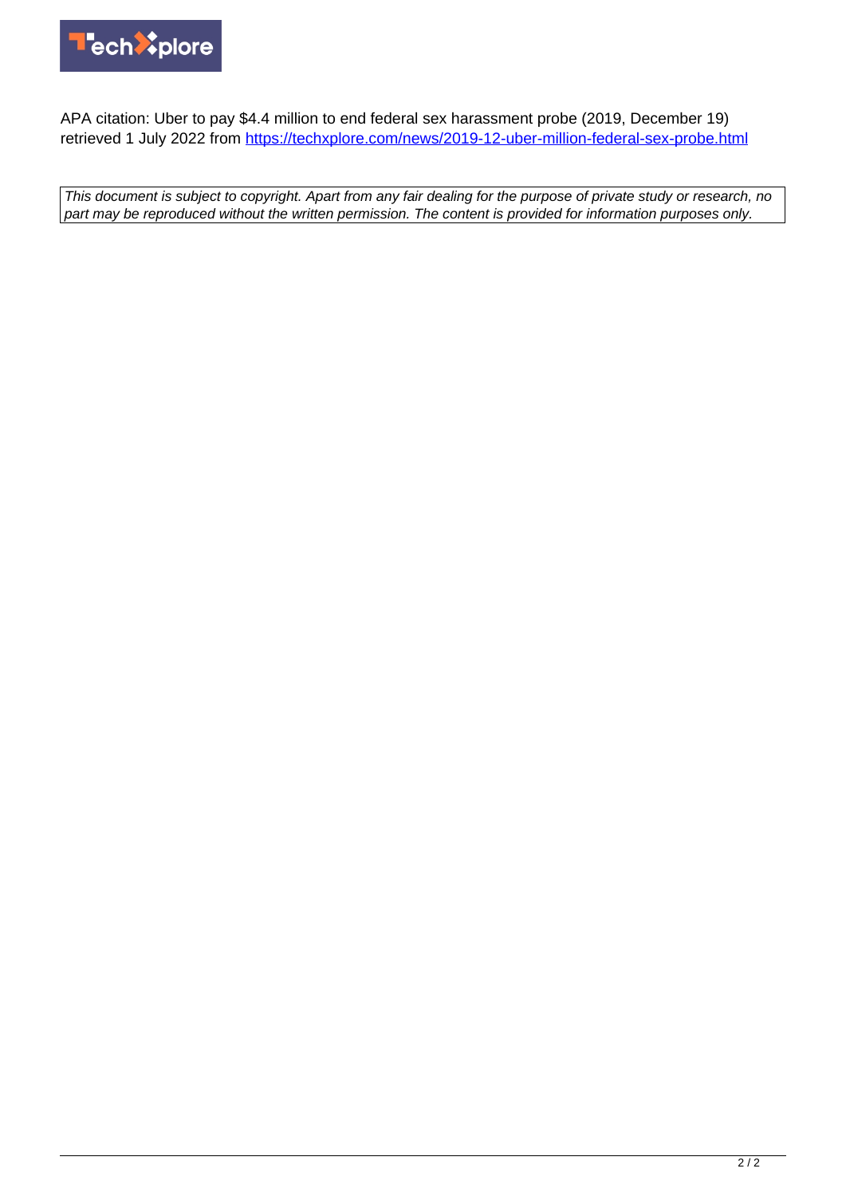APA citation: Uber to pay $4.4 million to end federal sex harassment probe (2019, December 19) retrieved 1 July 2022 from https://techxplore.com/news/2019-12-uber-million-federal-sex-probe.html

*This document is subject to copyright. Apart from any fair dealing for the purpose of private study or research, no part may be reproduced without the written permission. The content is provided for information purposes only.*